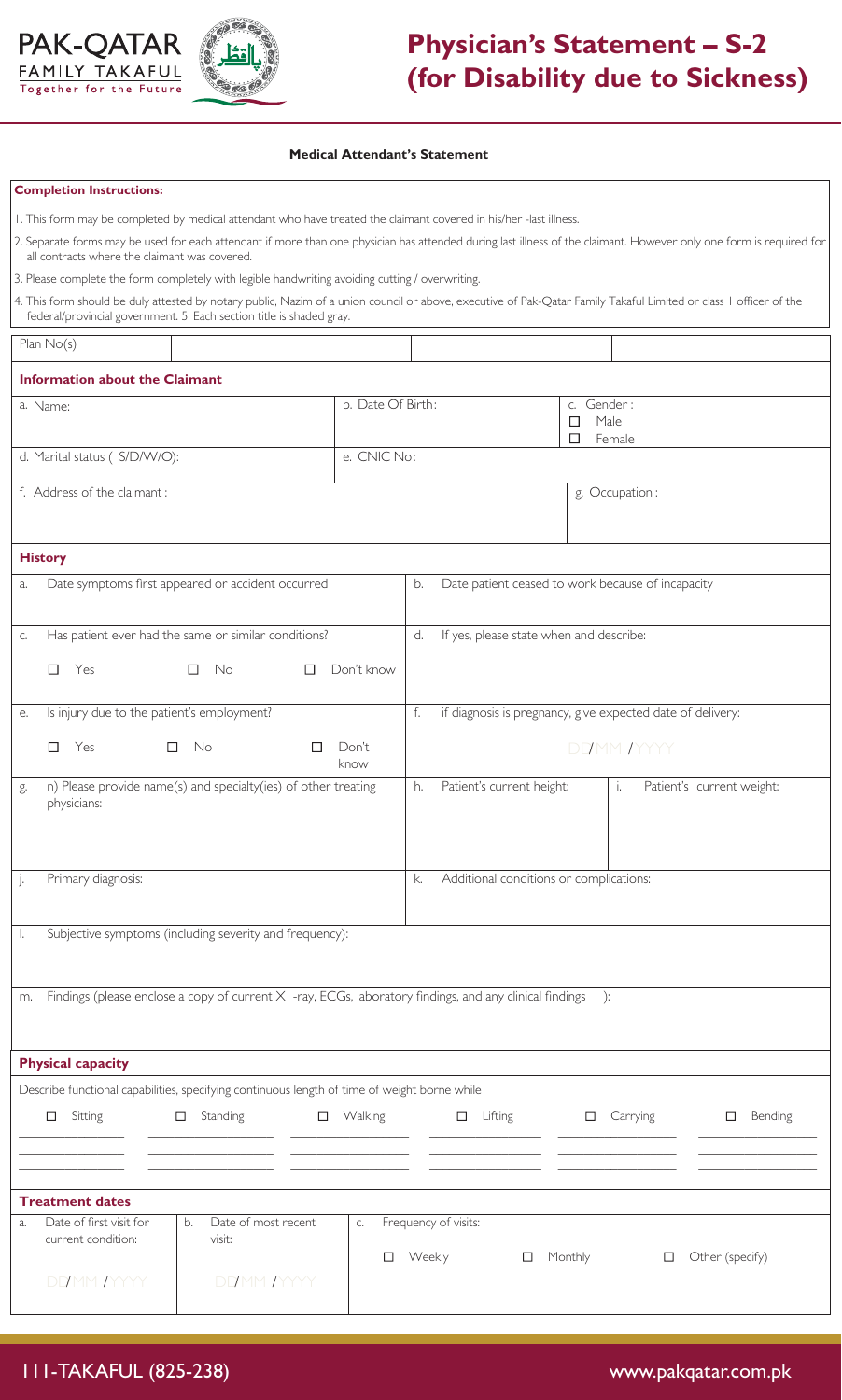PAK-QATAR FAMILY TAKAFUL
Together for the Future

# Physician's Statement – S-2 (for Disability due to Sickness)

**Medical Attendant's Statement**

**Completion Instructions:**

1. This form may be completed by medical attendant who have treated the claimant covered in his/her -last illness.
2. Separate forms may be used for each attendant if more than one physician has attended during last illness of the claimant. However only one form is required for all contracts where the claimant was covered.
3. Please complete the form completely with legible handwriting avoiding cutting / overwriting.
4. This form should be duly attested by notary public, Nazim of a union council or above, executive of Pak-Qatar Family Takaful Limited or class 1 officer of the federal/provincial government. 5. Each section title is shaded gray.

| Plan No(s) | | | |
|---|---|---|---|

**Information about the Claimant**

| a. Name: | b. Date Of Birth: | c. Gender: ☐ Male ☐ Female |
|---|---|---|
| d. Marital status ( S/D/W/O): | e. CNIC No: | |
| f. Address of the claimant: | | g. Occupation: |

**History**

| | |
|---|---|
| a. Date symptoms first appeared or accident occurred | b. Date patient ceased to work because of incapacity |
| c. Has patient ever had the same or similar conditions? ☐ Yes ☐ No ☐ Don't know | d. If yes, please state when and describe: |
| e. Is injury due to the patient's employment? ☐ Yes ☐ No ☐ Don't know | f. if diagnosis is pregnancy, give expected date of delivery: DD/MM/YYYY |
| g. n) Please provide name(s) and specialty(ies) of other treating physicians: | h. Patient's current height: / i. Patient's current weight: |
| j. Primary diagnosis: | k. Additional conditions or complications: |
| l. Subjective symptoms (including severity and frequency): | |
| m. Findings (please enclose a copy of current X -ray, ECGs, laboratory findings, and any clinical findings ): | |

**Physical capacity**

Describe functional capabilities, specifying continuous length of time of weight borne while

| ☐ Sitting | ☐ Standing | ☐ Walking | ☐ Lifting | ☐ Carrying | ☐ Bending |
|---|---|---|---|---|---|
| | | | | | |
| | | | | | |

**Treatment dates**

| a. Date of first visit for current condition: | b. Date of most recent visit: | c. Frequency of visits: |
|---|---|---|
| DD/MM/YYYY | DD/MM/YYYY | ☐ Weekly ☐ Monthly ☐ Other (specify) ________ |

111-TAKAFUL (825-238)

www.pakqatar.com.pk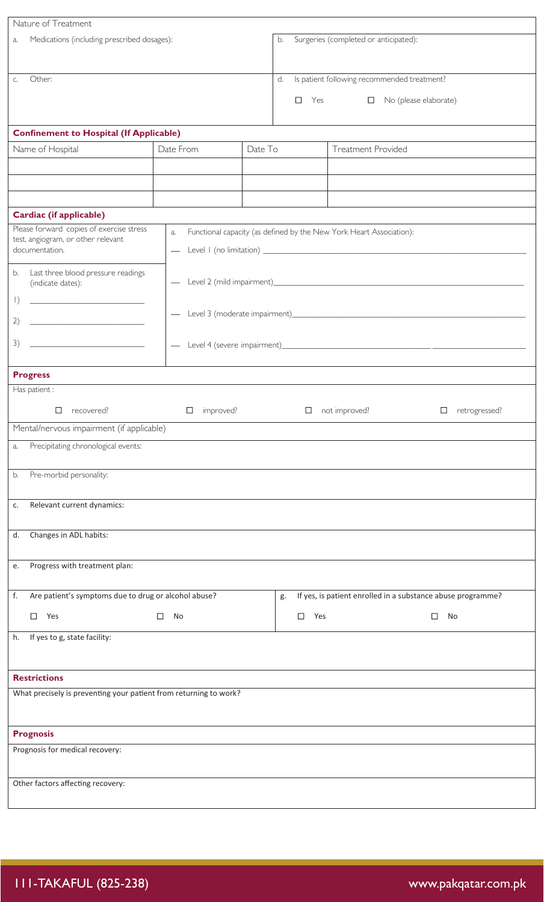Nature of Treatment

| a. Medications (including prescribed dosages): | b. Surgeries (completed or anticipated): |
|---|---|
| c. Other: | d. Is patient following recommended treatment? ☐ Yes ☐ No (please elaborate) |

**Confinement to Hospital (If Applicable)**

| Name of Hospital | Date From | Date To | Treatment Provided |
|---|---|---|---|
| | | | |
| | | | |
| | | | |

**Cardiac (if applicable)**

Please forward copies of exercise stress test, angiogram, or other relevant documentation.

a. Functional capacity (as defined by the New York Heart Association):

— Level 1 (no limitation) \_\_\_\_\_\_\_\_\_\_\_\_\_\_\_\_\_\_\_\_

— Level 2 (mild impairment)\_\_\_\_\_\_\_\_\_\_\_\_\_\_\_\_\_\_\_\_

— Level 3 (moderate impairment)\_\_\_\_\_\_\_\_\_\_\_\_\_\_\_\_\_\_\_\_

— Level 4 (severe impairment)\_\_\_\_\_\_\_\_\_\_\_\_\_\_\_\_\_\_\_\_

b. Last three blood pressure readings (indicate dates):

1) \_\_\_\_\_\_\_\_\_\_\_\_\_\_\_\_\_\_\_\_

2) \_\_\_\_\_\_\_\_\_\_\_\_\_\_\_\_\_\_\_\_

3) \_\_\_\_\_\_\_\_\_\_\_\_\_\_\_\_\_\_\_\_

**Progress**

Has patient :

☐ recovered? ☐ improved? ☐ not improved? ☐ retrogressed?

Mental/nervous impairment (if applicable)

a. Precipitating chronological events:

b. Pre-morbid personality:

c. Relevant current dynamics:

d. Changes in ADL habits:

e. Progress with treatment plan:

| f. Are patient's symptoms due to drug or alcohol abuse? | g. If yes, is patient enrolled in a substance abuse programme? |
|---|---|
| ☐ Yes ☐ No | ☐ Yes ☐ No |

h. If yes to g, state facility:

**Restrictions**

What precisely is preventing your patient from returning to work?

**Prognosis**

Prognosis for medical recovery:

Other factors affecting recovery:

111-TAKAFUL (825-238) www.pakqatar.com.pk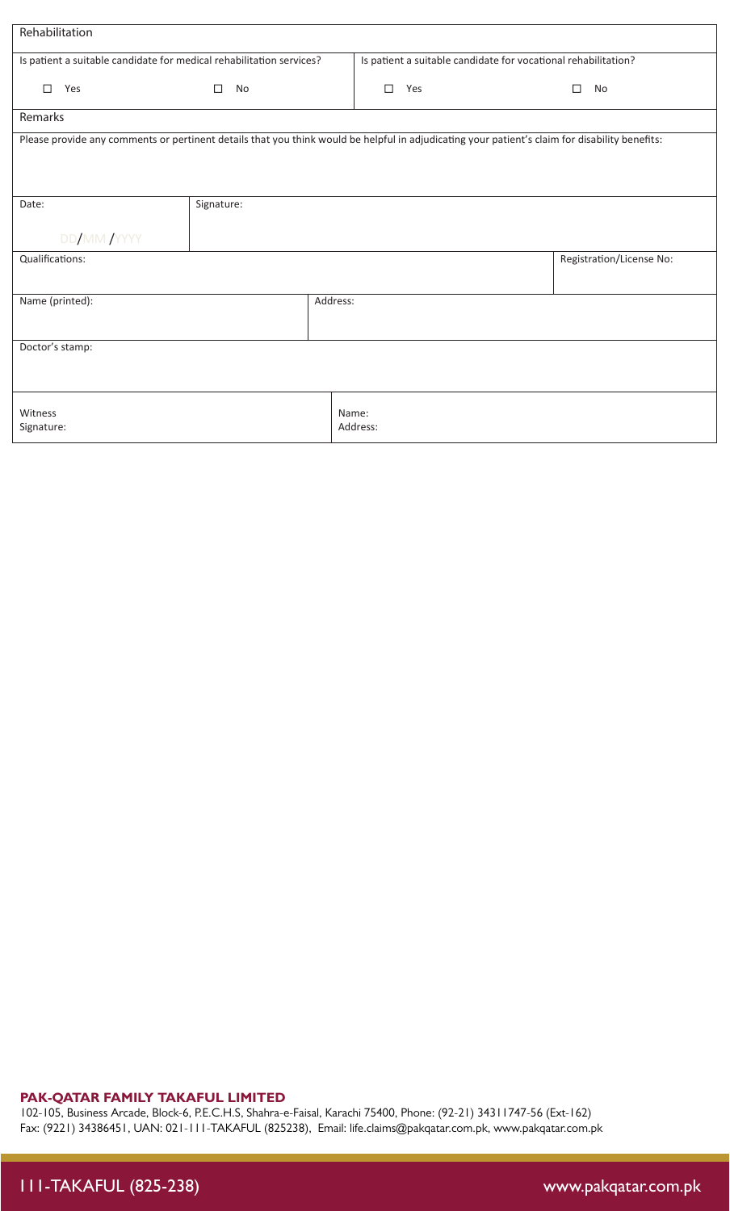| Rehabilitation | | | |
|---|---|---|---|
| Is patient a suitable candidate for medical rehabilitation services? | | Is patient a suitable candidate for vocational rehabilitation? | |
| ☐ Yes | ☐ No | ☐ Yes | ☐ No |

| Remarks |
|---|
| Please provide any comments or pertinent details that you think would be helpful in adjudicating your patient's claim for disability benefits: |

| | |
|---|---|
| Date: DD/MM/YYYY | Signature: |

| | |
|---|---|
| Qualifications: | Registration/License No: |
| Name (printed): | Address: |

Doctor's stamp:

| | |
|---|---|
| Witness Signature: | Name: Address: |

**PAK-QATAR FAMILY TAKAFUL LIMITED**
102-105, Business Arcade, Block-6, P.E.C.H.S, Shahra-e-Faisal, Karachi 75400, Phone: (92-21) 34311747-56 (Ext-162)
Fax: (9221) 34386451, UAN: 021-111-TAKAFUL (825238), Email: life.claims@pakqatar.com.pk, www.pakqatar.com.pk

111-TAKAFUL (825-238) www.pakqatar.com.pk